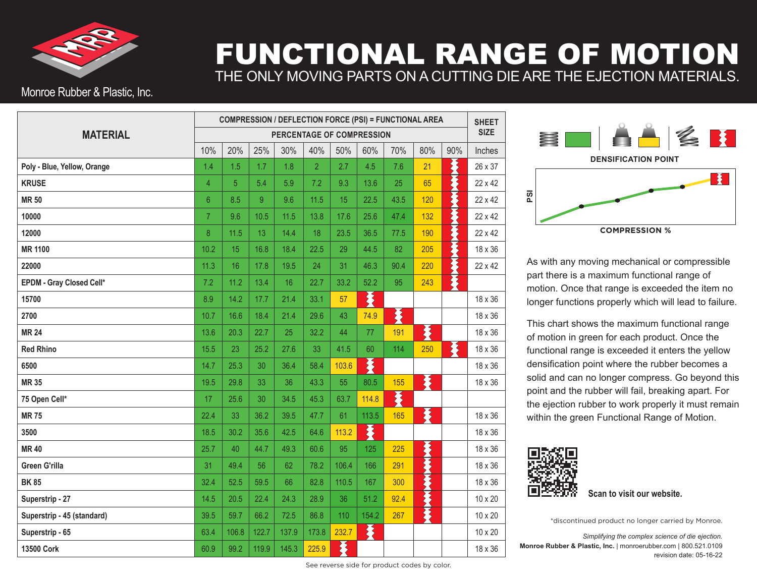Monroe Rubber & Plastic, Inc.

# FUNCTIONAL RANGE OF MOTION

## THE ONLY MOVING PARTS ON A CUTTING DIE ARE THE EJECTION MATERIALS.

| MATERIAL | COMPRESSION / DEFLECTION FORCE (PSI) = FUNCTIONAL AREA | | | | | | | | | | SHEET SIZE |
|---|---|---|---|---|---|---|---|---|---|---|---|
| | PERCENTAGE OF COMPRESSION | | | | | | | | | | |
| | 10% | 20% | 25% | 30% | 40% | 50% | 60% | 70% | 80% | 90% | Inches |
| Poly - Blue, Yellow, Orange | 1.4 | 1.5 | 1.7 | 1.8 | 2 | 2.7 | 4.5 | 7.6 | 21 | | 26 x 37 |
| KRUSE | 4 | 5 | 5.4 | 5.9 | 7.2 | 9.3 | 13.6 | 25 | 65 | | 22 x 42 |
| MR 50 | 6 | 8.5 | 9 | 9.6 | 11.5 | 15 | 22.5 | 43.5 | 120 | | 22 x 42 |
| 10000 | 7 | 9.6 | 10.5 | 11.5 | 13.8 | 17.6 | 25.6 | 47.4 | 132 | | 22 x 42 |
| 12000 | 8 | 11.5 | 13 | 14.4 | 18 | 23.5 | 36.5 | 77.5 | 190 | | 22 x 42 |
| MR 1100 | 10.2 | 15 | 16.8 | 18.4 | 22.5 | 29 | 44.5 | 82 | 205 | | 18 x 36 |
| 22000 | 11.3 | 16 | 17.8 | 19.5 | 24 | 31 | 46.3 | 90.4 | 220 | | 22 x 42 |
| EPDM - Gray Closed Cell* | 7.2 | 11.2 | 13.4 | 16 | 22.7 | 33.2 | 52.2 | 95 | 243 | | |
| 15700 | 8.9 | 14.2 | 17.7 | 21.4 | 33.1 | 57 | | | | | 18 x 36 |
| 2700 | 10.7 | 16.6 | 18.4 | 21.4 | 29.6 | 43 | 74.9 | | | | 18 x 36 |
| MR 24 | 13.6 | 20.3 | 22.7 | 25 | 32.2 | 44 | 77 | 191 | | | 18 x 36 |
| Red Rhino | 15.5 | 23 | 25.2 | 27.6 | 33 | 41.5 | 60 | 114 | 250 | | 18 x 36 |
| 6500 | 14.7 | 25.3 | 30 | 36.4 | 58.4 | 103.6 | | | | | 18 x 36 |
| MR 35 | 19.5 | 29.8 | 33 | 36 | 43.3 | 55 | 80.5 | 155 | | | 18 x 36 |
| 75 Open Cell* | 17 | 25.6 | 30 | 34.5 | 45.3 | 63.7 | 114.8 | | | | |
| MR 75 | 22.4 | 33 | 36.2 | 39.5 | 47.7 | 61 | 113.5 | 165 | | | 18 x 36 |
| 3500 | 18.5 | 30.2 | 35.6 | 42.5 | 64.6 | 113.2 | | | | | 18 x 36 |
| MR 40 | 25.7 | 40 | 44.7 | 49.3 | 60.6 | 95 | 125 | 225 | | | 18 x 36 |
| Green G'rilla | 31 | 49.4 | 56 | 62 | 78.2 | 106.4 | 166 | 291 | | | 18 x 36 |
| BK 85 | 32.4 | 52.5 | 59.5 | 66 | 82.8 | 110.5 | 167 | 300 | | | 18 x 36 |
| Superstrip - 27 | 14.5 | 20.5 | 22.4 | 24.3 | 28.9 | 36 | 51.2 | 92.4 | | | 10 x 20 |
| Superstrip - 45 (standard) | 39.5 | 59.7 | 66.2 | 72.5 | 86.8 | 110 | 154.2 | 267 | | | 10 x 20 |
| Superstrip - 65 | 63.4 | 106.8 | 122.7 | 137.9 | 173.8 | 232.7 | | | | | 10 x 20 |
| 13500 Cork | 60.9 | 99.2 | 119.9 | 145.3 | 225.9 | | | | | | 18 x 36 |

See reverse side for product codes by color.

DENSIFICATION POINT

PSI

COMPRESSION %

As with any moving mechanical or compressible part there is a maximum functional range of motion. Once that range is exceeded the item no longer functions properly which will lead to failure.

This chart shows the maximum functional range of motion in green for each product. Once the functional range is exceeded it enters the yellow densification point where the rubber becomes a solid and can no longer compress. Go beyond this point and the rubber will fail, breaking apart. For the ejection rubber to work properly it must remain within the green Functional Range of Motion.

**Scan to visit our website.**

*discontinued product no longer carried by Monroe.

*Simplifying the complex science of die ejection.*

**Monroe Rubber & Plastic, Inc.** | monroerubber.com | 800.521.0109

revision date: 05-16-22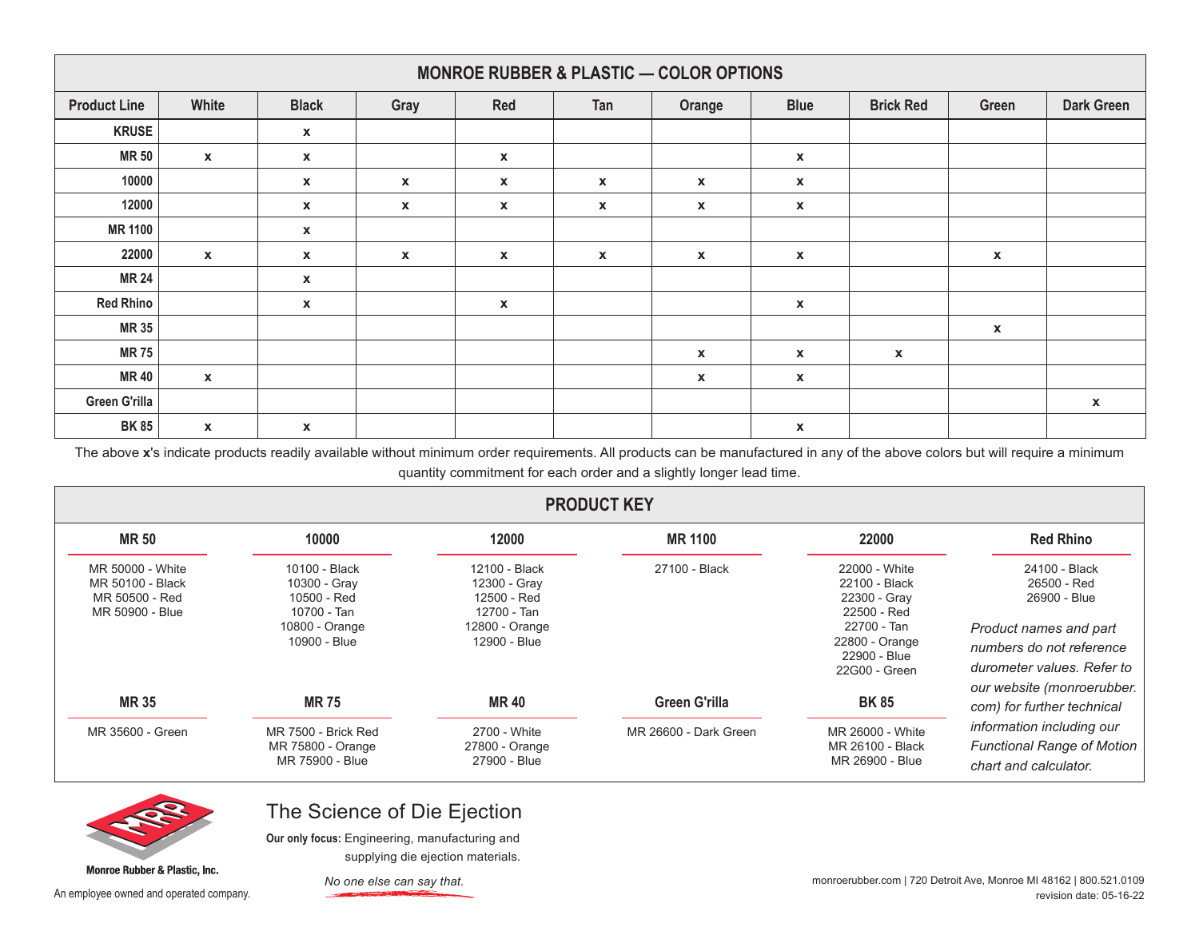## MONROE RUBBER & PLASTIC — COLOR OPTIONS

| Product Line | White | Black | Gray | Red | Tan | Orange | Blue | Brick Red | Green | Dark Green |
|---|---|---|---|---|---|---|---|---|---|---|
| KRUSE | | x | | | | | | | | |
| MR 50 | x | x | | x | | | x | | | |
| 10000 | | x | x | x | x | x | x | | | |
| 12000 | | x | x | x | x | x | x | | | |
| MR 1100 | | x | | | | | | | | |
| 22000 | x | x | x | x | x | x | x | | x | |
| MR 24 | | x | | | | | | | | |
| Red Rhino | | x | | x | | | x | | | |
| MR 35 | | | | | | | | | x | |
| MR 75 | | | | | | x | x | x | | |
| MR 40 | x | | | | | x | x | | | |
| Green G'rilla | | | | | | | | | | x |
| BK 85 | x | x | | | | | x | | | |

The above **x**'s indicate products readily available without minimum order requirements. All products can be manufactured in any of the above colors but will require a minimum quantity commitment for each order and a slightly longer lead time.

## PRODUCT KEY

**MR 50**
- MR 50000 - White
- MR 50100 - Black
- MR 50500 - Red
- MR 50900 - Blue

**10000**
- 10100 - Black
- 10300 - Gray
- 10500 - Red
- 10700 - Tan
- 10800 - Orange
- 10900 - Blue

**12000**
- 12100 - Black
- 12300 - Gray
- 12500 - Red
- 12700 - Tan
- 12800 - Orange
- 12900 - Blue

**MR 1100**
- 27100 - Black

**22000**
- 22000 - White
- 22100 - Black
- 22300 - Gray
- 22500 - Red
- 22700 - Tan
- 22800 - Orange
- 22900 - Blue
- 22G00 - Green

**Red Rhino**
- 24100 - Black
- 26500 - Red
- 26900 - Blue

**MR 35**
- MR 35600 - Green

**MR 75**
- MR 7500 - Brick Red
- MR 75800 - Orange
- MR 75900 - Blue

**MR 40**
- 2700 - White
- 27800 - Orange
- 27900 - Blue

**Green G'rilla**
- MR 26600 - Dark Green

**BK 85**
- MR 26000 - White
- MR 26100 - Black
- MR 26900 - Blue

*Product names and part numbers do not reference durometer values. Refer to our website (monroerubber.com) for further technical information including our Functional Range of Motion chart and calculator.*

Monroe Rubber & Plastic, Inc.

An employee owned and operated company.

The Science of Die Ejection

**Our only focus:** Engineering, manufacturing and supplying die ejection materials.

*No one else can say that.*

monroerubber.com | 720 Detroit Ave, Monroe MI 48162 | 800.521.0109

revision date: 05-16-22